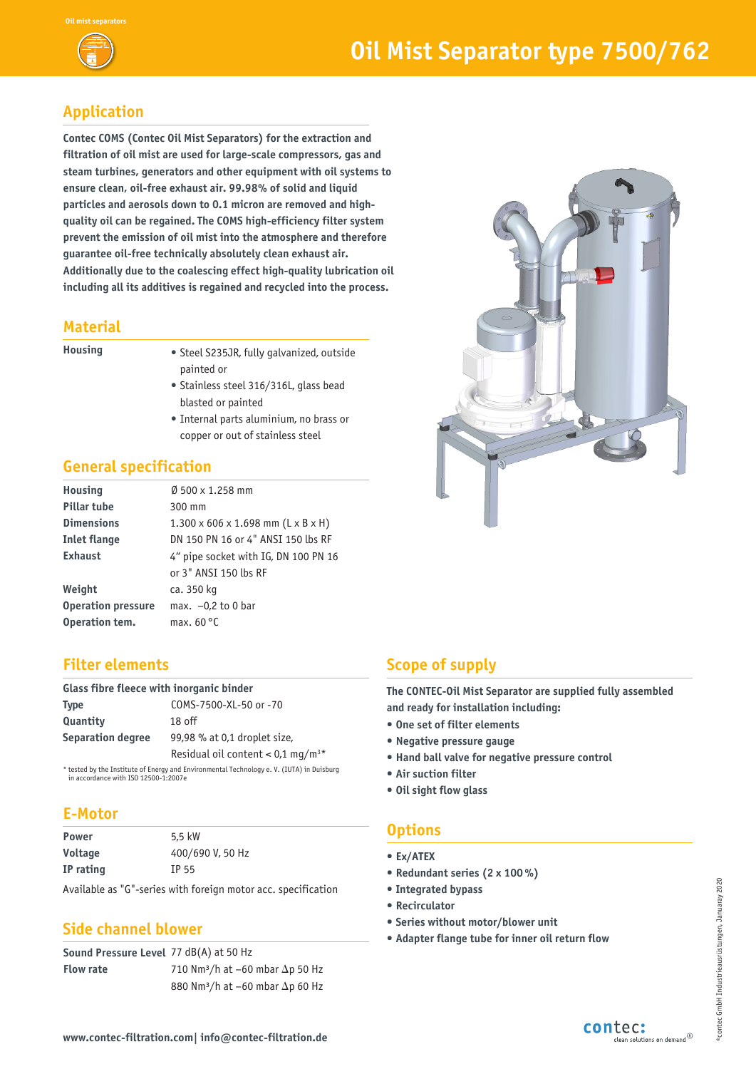# Oil Mist Separator type 7500/762

## Application

**Contec COMS (Contec Oil Mist Separators) for the extraction and filtration of oil mist are used for large-scale compressors, gas and steam turbines, generators and other equipment with oil systems to ensure clean, oil-free exhaust air. 99.98% of solid and liquid particles and aerosols down to 0.1 micron are removed and high-quality oil can be regained. The COMS high-efficiency filter system prevent the emission of oil mist into the atmosphere and therefore guarantee oil-free technically absolutely clean exhaust air. Additionally due to the coalescing effect high-quality lubrication oil including all its additives is regained and recycled into the process.**

## Material

| | |
|---|---|
| **Housing** | • Steel S235JR, fully galvanized, outside painted or<br>• Stainless steel 316/316L, glass bead blasted or painted<br>• Internal parts aluminium, no brass or copper or out of stainless steel |

## General specification

| | |
|---|---|
| **Housing** | Ø 500 x 1.258 mm |
| **Pillar tube** | 300 mm |
| **Dimensions** | 1.300 x 606 x 1.698 mm (L x B x H) |
| **Inlet flange** | DN 150 PN 16 or 4" ANSI 150 lbs RF |
| **Exhaust** | 4" pipe socket with IG, DN 100 PN 16 or 3" ANSI 150 lbs RF |
| **Weight** | ca. 350 kg |
| **Operation pressure** | max. –0,2 to 0 bar |
| **Operation tem.** | max. 60 °C |

## Filter elements

**Glass fibre fleece with inorganic binder**

| | |
|---|---|
| **Type** | COMS-7500-XL-50 or -70 |
| **Quantity** | 18 off |
| **Separation degree** | 99,98 % at 0,1 droplet size,<br>Residual oil content < 0,1 mg/m³* |

\* tested by the Institute of Energy and Environmental Technology e. V. (IUTA) in Duisburg in accordance with ISO 12500-1:2007e

## E-Motor

| | |
|---|---|
| **Power** | 5,5 kW |
| **Voltage** | 400/690 V, 50 Hz |
| **IP rating** | IP 55 |

Available as "G"-series with foreign motor acc. specification

## Side channel blower

| | |
|---|---|
| **Sound Pressure Level** | 77 dB(A) at 50 Hz |
| **Flow rate** | 710 Nm³/h at –60 mbar Δp 50 Hz<br>880 Nm³/h at –60 mbar Δp 60 Hz |

## Scope of supply

**The CONTEC-Oil Mist Separator are supplied fully assembled and ready for installation including:**

- **One set of filter elements**
- **Negative pressure gauge**
- **Hand ball valve for negative pressure control**
- **Air suction filter**
- **Oil sight flow glass**

## Options

- **Ex/ATEX**
- **Redundant series (2 x 100 %)**
- **Integrated bypass**
- **Recirculator**
- **Series without motor/blower unit**
- **Adapter flange tube for inner oil return flow**

**www.contec-filtration.com| info@contec-filtration.de**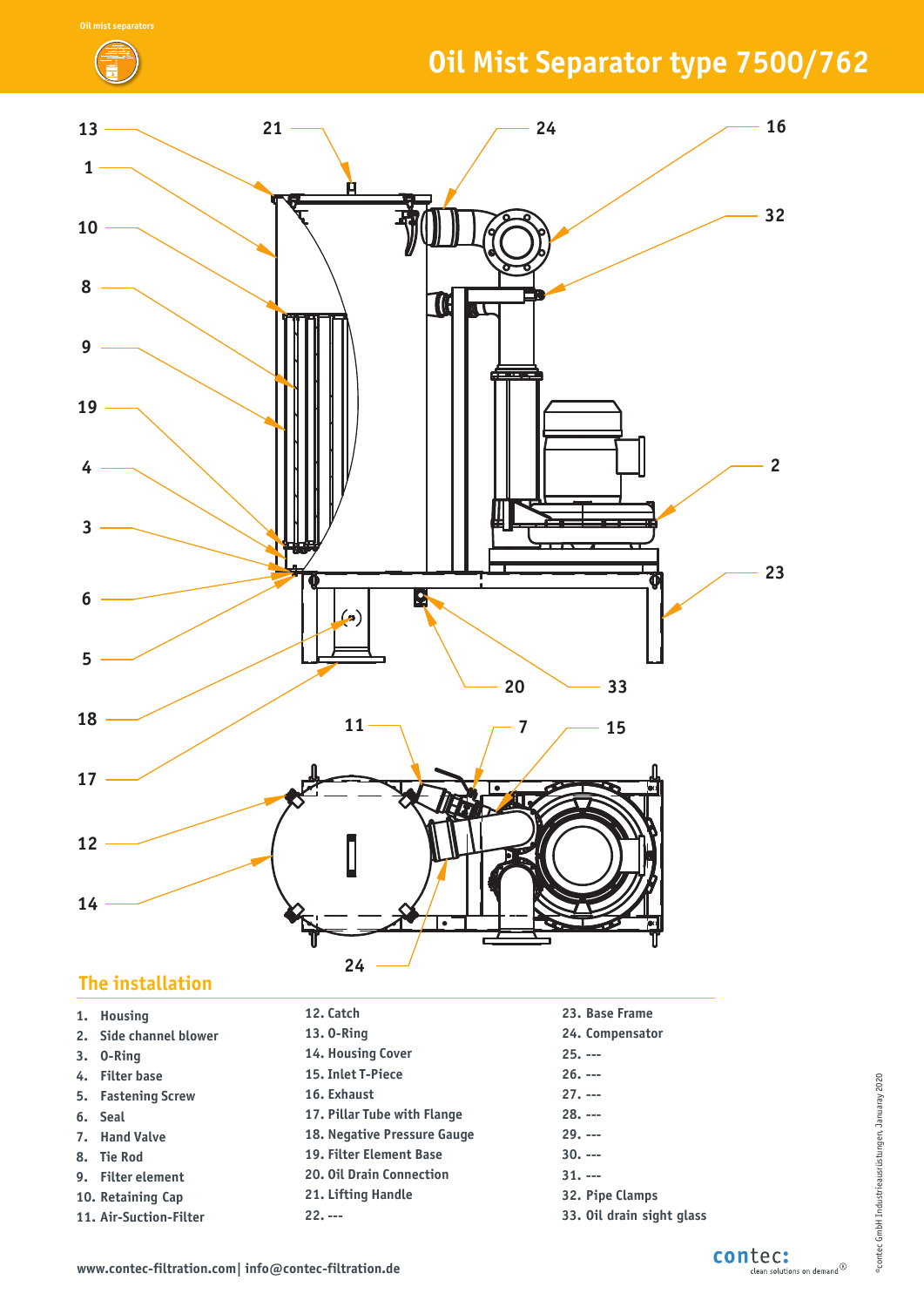# Oil Mist Separator type 7500/762

## The installation

1. Housing
2. Side channel blower
3. O-Ring
4. Filter base
5. Fastening Screw
6. Seal
7. Hand Valve
8. Tie Rod
9. Filter element
10. Retaining Cap
11. Air-Suction-Filter
12. Catch
13. O-Ring
14. Housing Cover
15. Inlet T-Piece
16. Exhaust
17. Pillar Tube with Flange
18. Negative Pressure Gauge
19. Filter Element Base
20. Oil Drain Connection
21. Lifting Handle
22. ---
23. Base Frame
24. Compensator
25. ---
26. ---
27. ---
28. ---
29. ---
30. ---
31. ---
32. Pipe Clamps
33. Oil drain sight glass

www.contec-filtration.com| info@contec-filtration.de

©contec GmbH Industrieausrüstungen, Januaray 2020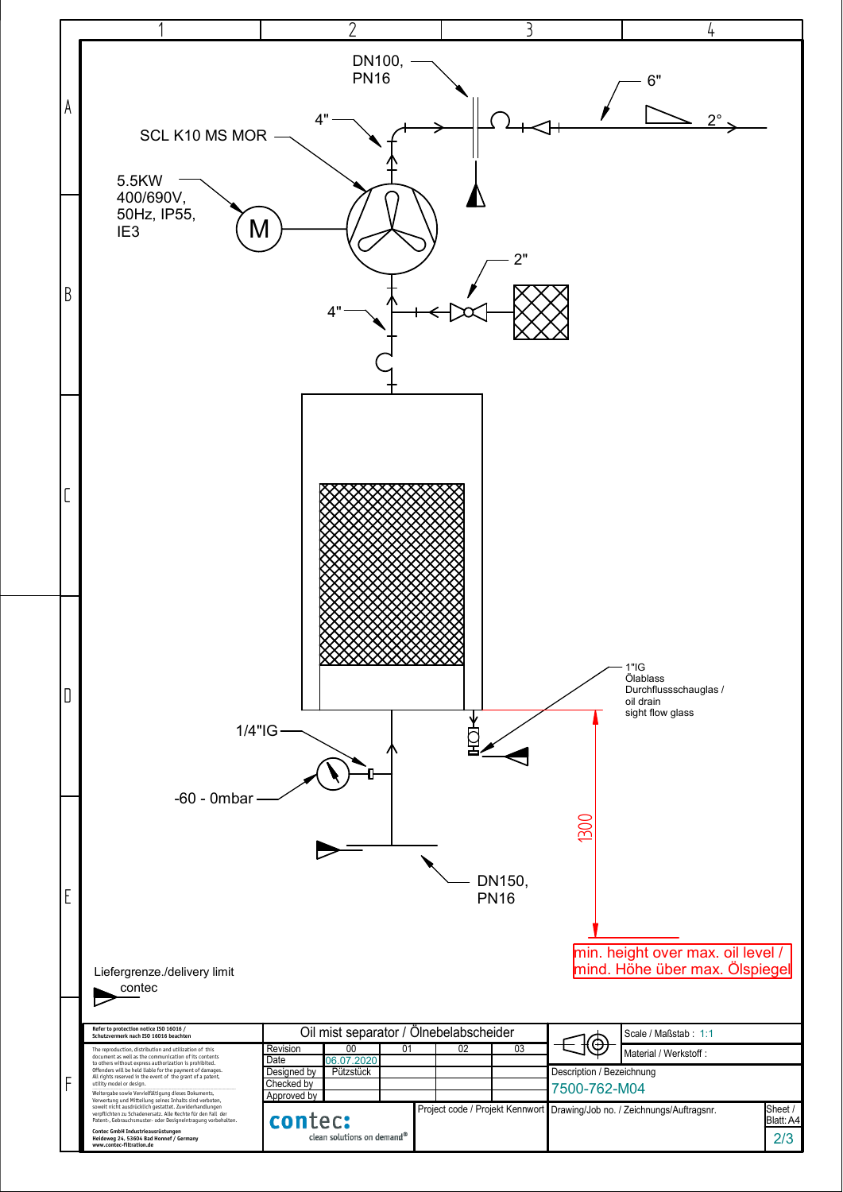DN100, PN16

6"

4"

2°

SCL K10 MS MOR

5.5KW 400/690V, 50Hz, IP55, IE3

M

2"

4"

1"IG
Ölablass
Durchflussschauglas /
oil drain
sight flow glass

1/4"IG

-60 - 0mbar

1300

DN150, PN16

min. height over max. oil level / mind. Höhe über max. Ölspiegel

Liefergrenze./delivery limit

contec

Refer to protection notice ISO 16016 / Schutzvermerk nach ISO 16016 beachten

The reproduction, distribution and utilization of this document as well as the communication of its contents to others without express authorization is prohibited. Offenders will be held liable for the payment of damages. All rights reserved in the event of the grant of a patent, utility model or design.

Weitergabe sowie Vervielfältigung dieses Dokuments, Verwertung und Mitteilung seines Inhalts sind verboten, soweit nicht ausdrücklich gestattet. Zuwiderhandlungen verpflichten zu Schadenersatz. Alle Rechte für den Fall der Patent-, Gebrauchsmuster- oder Designeintragung vorbehalten.

Contec GmbH Industrieausrüstungen
Heideweg 24, 53604 Bad Honnef / Germany
www.contec-filtration.de

Oil mist separator / Ölnebelabscheider

| Revision | 00 | 01 | 02 | 03 |
|---|---|---|---|---|
| Date | 06.07.2020 | | | |
| Designed by | Pütztück | | | |
| Checked by | | | | |
| Approved by | | | | |

contec: clean solutions on demand®

Project code / Projekt Kennwort

Scale / Maßstab : 1:1

Material / Werkstoff :

Description / Bezeichnung

7500-762-M04

Drawing/Job no. / Zeichnungs/Auftragsnr.

Sheet / Blatt: A4

2/3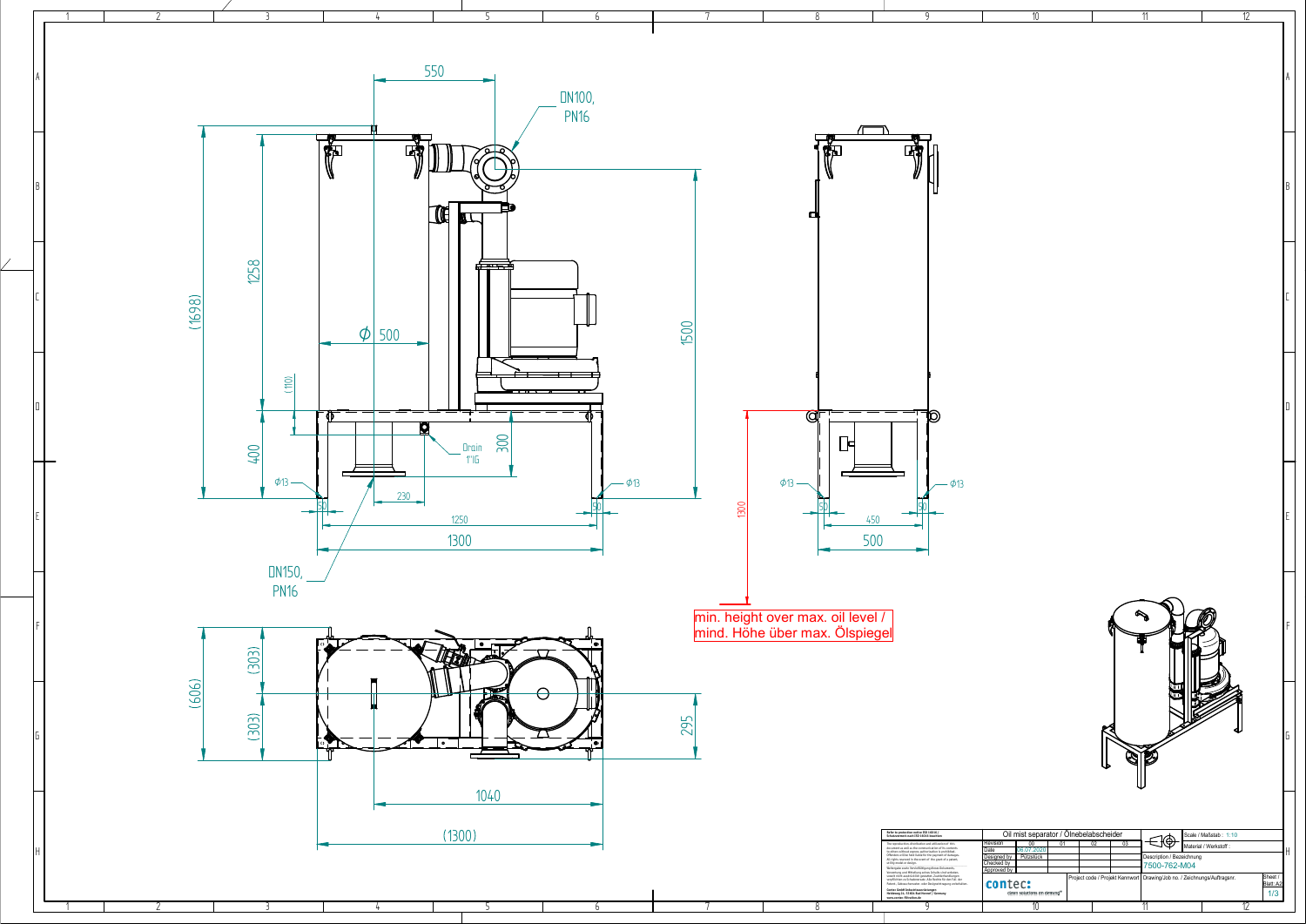550

DN100,
PN16

(1698)

1258

Ø 500

1500

(110)

400

Drain
1"IG

300

Ø13

230

Ø13

50

1250

50

1300

DN150,
PN16

1300

Ø13

Ø13

50

450

50

500

min. height over max. oil level /
mind. Höhe über max. Ölspiegel

(606)

(303)

(303)

295

1040

(1300)

| | | | | | |
|---|---|---|---|---|---|
| Oil mist separator / Ölnebelabscheider | | | | | Scale / Maßstab : 1:10 |
| Revision | 00 | 01 | 02 | 03 | Material / Werkstoff : |
| Date | 06.07.2020 | | | | |
| Designed by | Pützstück | | | | Description / Bezeichnung |
| Checked by | | | | | 7500-762-M04 |
| Approved by | | | | | |

contec: clean solutions on demand

Project code / Projekt Kennwort

Drawing/Job no. / Zeichnungs/Auftragsnr.

Sheet / Blatt: A2

1/3